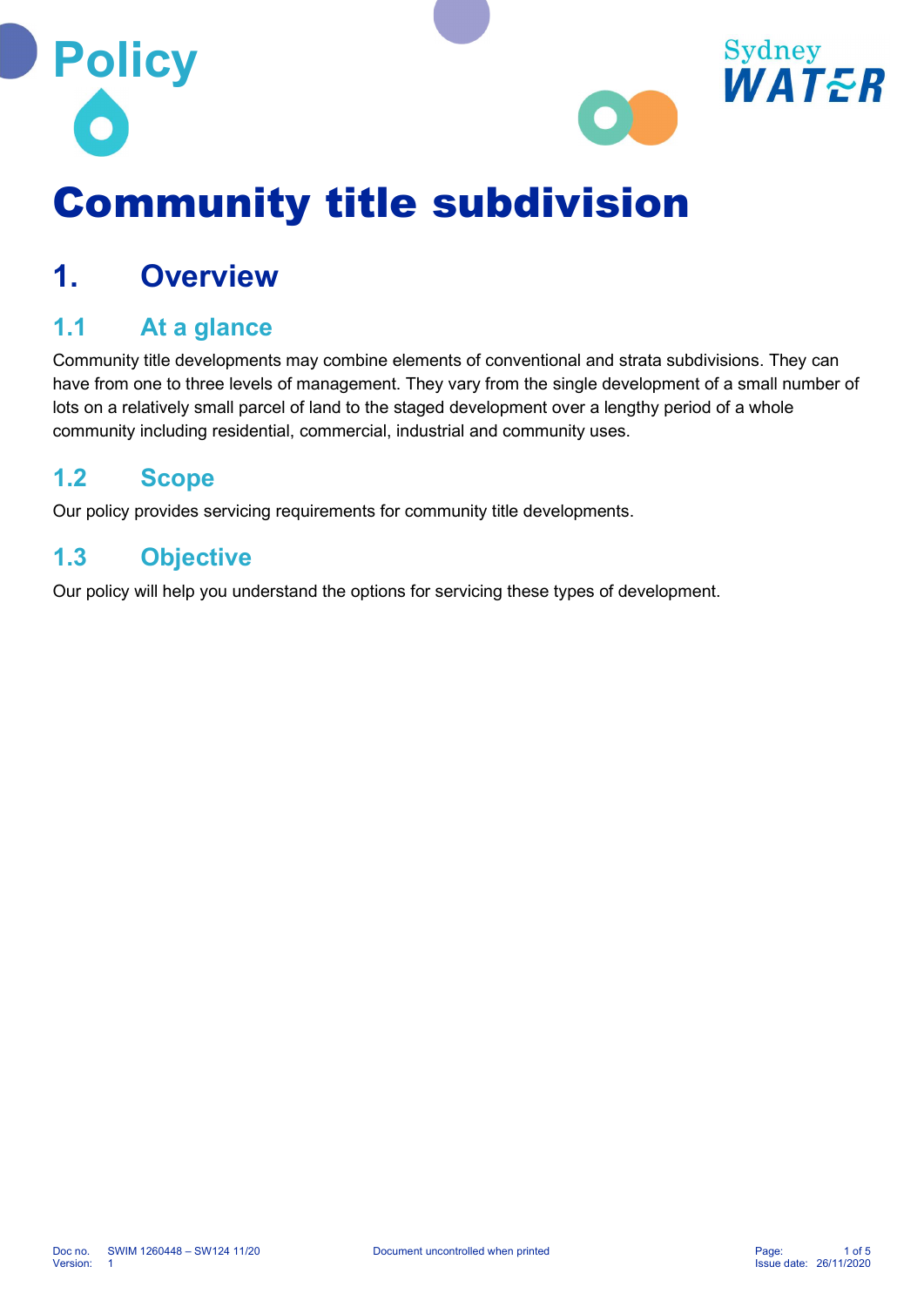Policy

Sydney WATER

# Community title subdivision

## 1. Overview

### 1.1 At a glance

Community title developments may combine elements of conventional and strata subdivisions. They can have from one to three levels of management. They vary from the single development of a small number of lots on a relatively small parcel of land to the staged development over a lengthy period of a whole community including residential, commercial, industrial and community uses.

### 1.2 Scope

Our policy provides servicing requirements for community title developments.

### 1.3 Objective

Our policy will help you understand the options for servicing these types of development.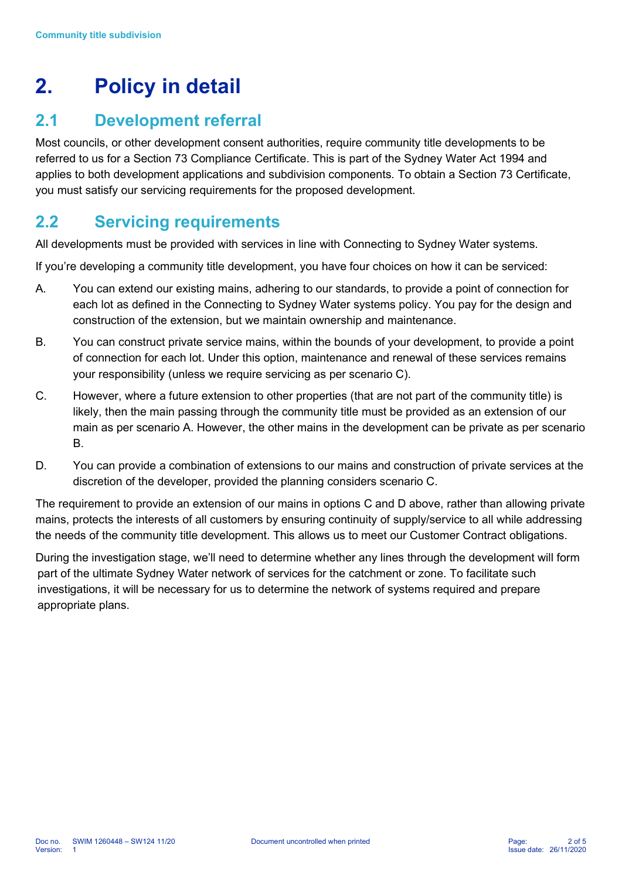# 2. Policy in detail

## 2.1 Development referral

Most councils, or other development consent authorities, require community title developments to be referred to us for a Section 73 Compliance Certificate. This is part of the Sydney Water Act 1994 and applies to both development applications and subdivision components. To obtain a Section 73 Certificate, you must satisfy our servicing requirements for the proposed development.

## 2.2 Servicing requirements

All developments must be provided with services in line with Connecting to Sydney Water systems.

If you're developing a community title development, you have four choices on how it can be serviced:

A. You can extend our existing mains, adhering to our standards, to provide a point of connection for each lot as defined in the Connecting to Sydney Water systems policy. You pay for the design and construction of the extension, but we maintain ownership and maintenance.

B. You can construct private service mains, within the bounds of your development, to provide a point of connection for each lot. Under this option, maintenance and renewal of these services remains your responsibility (unless we require servicing as per scenario C).

C. However, where a future extension to other properties (that are not part of the community title) is likely, then the main passing through the community title must be provided as an extension of our main as per scenario A. However, the other mains in the development can be private as per scenario B.

D. You can provide a combination of extensions to our mains and construction of private services at the discretion of the developer, provided the planning considers scenario C.

The requirement to provide an extension of our mains in options C and D above, rather than allowing private mains, protects the interests of all customers by ensuring continuity of supply/service to all while addressing the needs of the community title development. This allows us to meet our Customer Contract obligations.

During the investigation stage, we'll need to determine whether any lines through the development will form part of the ultimate Sydney Water network of services for the catchment or zone. To facilitate such investigations, it will be necessary for us to determine the network of systems required and prepare appropriate plans.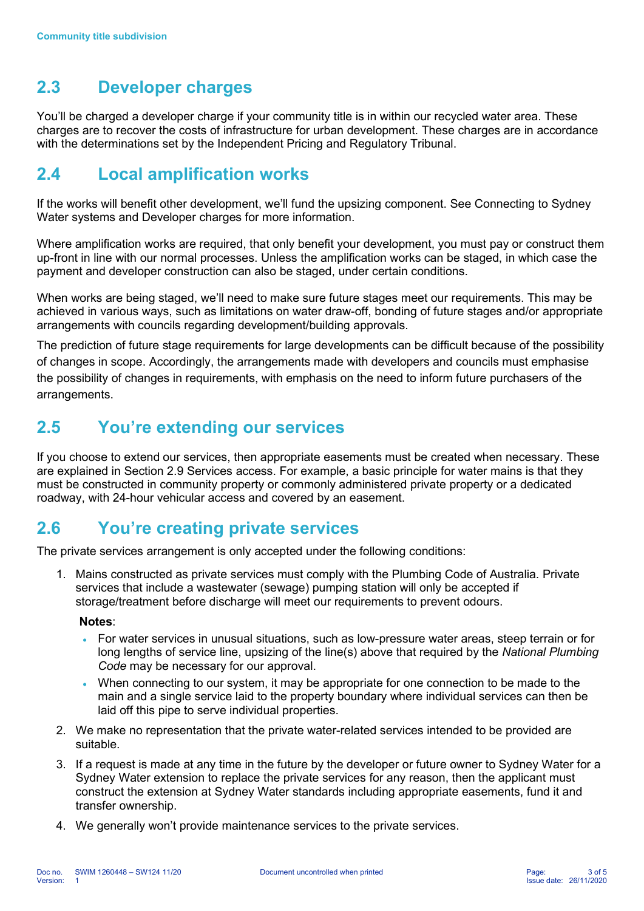## 2.3 Developer charges

You'll be charged a developer charge if your community title is in within our recycled water area. These charges are to recover the costs of infrastructure for urban development. These charges are in accordance with the determinations set by the Independent Pricing and Regulatory Tribunal.

## 2.4 Local amplification works

If the works will benefit other development, we'll fund the upsizing component. See Connecting to Sydney Water systems and Developer charges for more information.

Where amplification works are required, that only benefit your development, you must pay or construct them up-front in line with our normal processes. Unless the amplification works can be staged, in which case the payment and developer construction can also be staged, under certain conditions.

When works are being staged, we'll need to make sure future stages meet our requirements. This may be achieved in various ways, such as limitations on water draw-off, bonding of future stages and/or appropriate arrangements with councils regarding development/building approvals.

The prediction of future stage requirements for large developments can be difficult because of the possibility of changes in scope. Accordingly, the arrangements made with developers and councils must emphasise the possibility of changes in requirements, with emphasis on the need to inform future purchasers of the arrangements.

## 2.5 You're extending our services

If you choose to extend our services, then appropriate easements must be created when necessary. These are explained in Section 2.9 Services access. For example, a basic principle for water mains is that they must be constructed in community property or commonly administered private property or a dedicated roadway, with 24-hour vehicular access and covered by an easement.

## 2.6 You're creating private services

The private services arrangement is only accepted under the following conditions:

1. Mains constructed as private services must comply with the Plumbing Code of Australia. Private services that include a wastewater (sewage) pumping station will only be accepted if storage/treatment before discharge will meet our requirements to prevent odours.

   **Notes**:

   - For water services in unusual situations, such as low-pressure water areas, steep terrain or for long lengths of service line, upsizing of the line(s) above that required by the *National Plumbing Code* may be necessary for our approval.
   - When connecting to our system, it may be appropriate for one connection to be made to the main and a single service laid to the property boundary where individual services can then be laid off this pipe to serve individual properties.

2. We make no representation that the private water-related services intended to be provided are suitable.
3. If a request is made at any time in the future by the developer or future owner to Sydney Water for a Sydney Water extension to replace the private services for any reason, then the applicant must construct the extension at Sydney Water standards including appropriate easements, fund it and transfer ownership.
4. We generally won't provide maintenance services to the private services.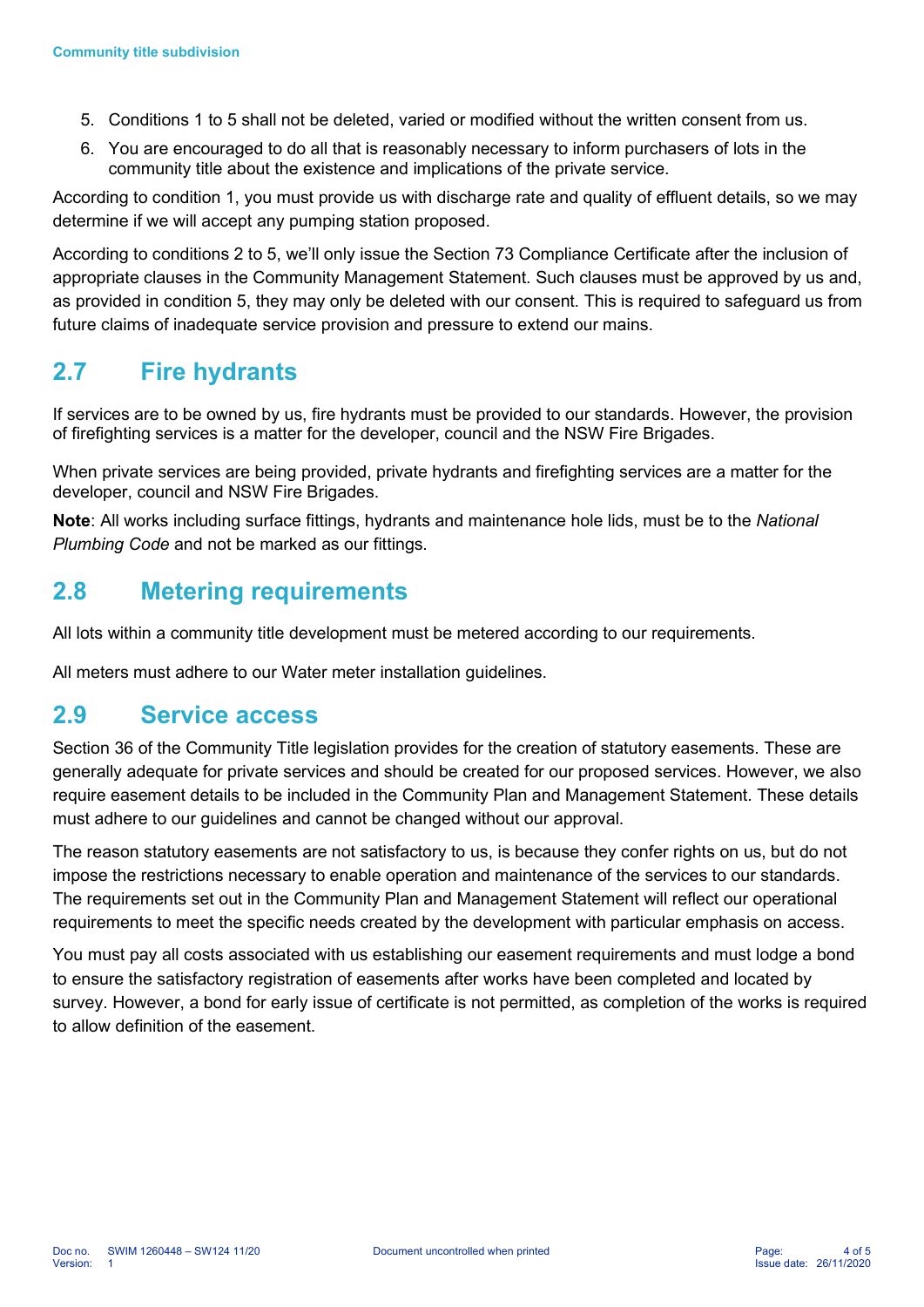5. Conditions 1 to 5 shall not be deleted, varied or modified without the written consent from us.
6. You are encouraged to do all that is reasonably necessary to inform purchasers of lots in the community title about the existence and implications of the private service.

According to condition 1, you must provide us with discharge rate and quality of effluent details, so we may determine if we will accept any pumping station proposed.

According to conditions 2 to 5, we'll only issue the Section 73 Compliance Certificate after the inclusion of appropriate clauses in the Community Management Statement. Such clauses must be approved by us and, as provided in condition 5, they may only be deleted with our consent. This is required to safeguard us from future claims of inadequate service provision and pressure to extend our mains.

## 2.7 Fire hydrants

If services are to be owned by us, fire hydrants must be provided to our standards. However, the provision of firefighting services is a matter for the developer, council and the NSW Fire Brigades.

When private services are being provided, private hydrants and firefighting services are a matter for the developer, council and NSW Fire Brigades.

**Note**: All works including surface fittings, hydrants and maintenance hole lids, must be to the *National Plumbing Code* and not be marked as our fittings.

## 2.8 Metering requirements

All lots within a community title development must be metered according to our requirements.

All meters must adhere to our Water meter installation guidelines.

## 2.9 Service access

Section 36 of the Community Title legislation provides for the creation of statutory easements. These are generally adequate for private services and should be created for our proposed services. However, we also require easement details to be included in the Community Plan and Management Statement. These details must adhere to our guidelines and cannot be changed without our approval.

The reason statutory easements are not satisfactory to us, is because they confer rights on us, but do not impose the restrictions necessary to enable operation and maintenance of the services to our standards. The requirements set out in the Community Plan and Management Statement will reflect our operational requirements to meet the specific needs created by the development with particular emphasis on access.

You must pay all costs associated with us establishing our easement requirements and must lodge a bond to ensure the satisfactory registration of easements after works have been completed and located by survey. However, a bond for early issue of certificate is not permitted, as completion of the works is required to allow definition of the easement.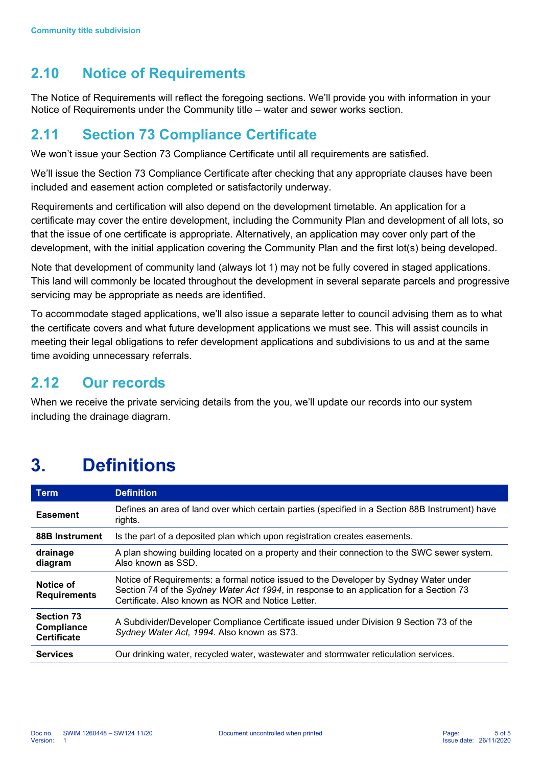## 2.10 Notice of Requirements

The Notice of Requirements will reflect the foregoing sections. We'll provide you with information in your Notice of Requirements under the Community title – water and sewer works section.

## 2.11 Section 73 Compliance Certificate

We won't issue your Section 73 Compliance Certificate until all requirements are satisfied.

We'll issue the Section 73 Compliance Certificate after checking that any appropriate clauses have been included and easement action completed or satisfactorily underway.

Requirements and certification will also depend on the development timetable. An application for a certificate may cover the entire development, including the Community Plan and development of all lots, so that the issue of one certificate is appropriate. Alternatively, an application may cover only part of the development, with the initial application covering the Community Plan and the first lot(s) being developed.

Note that development of community land (always lot 1) may not be fully covered in staged applications. This land will commonly be located throughout the development in several separate parcels and progressive servicing may be appropriate as needs are identified.

To accommodate staged applications, we'll also issue a separate letter to council advising them as to what the certificate covers and what future development applications we must see. This will assist councils in meeting their legal obligations to refer development applications and subdivisions to us and at the same time avoiding unnecessary referrals.

## 2.12 Our records

When we receive the private servicing details from the you, we'll update our records into our system including the drainage diagram.

# 3. Definitions

| Term | Definition |
|---|---|
| **Easement** | Defines an area of land over which certain parties (specified in a Section 88B Instrument) have rights. |
| **88B Instrument** | Is the part of a deposited plan which upon registration creates easements. |
| **drainage diagram** | A plan showing building located on a property and their connection to the SWC sewer system. Also known as SSD. |
| **Notice of Requirements** | Notice of Requirements: a formal notice issued to the Developer by Sydney Water under Section 74 of the *Sydney Water Act 1994*, in response to an application for a Section 73 Certificate. Also known as NOR and Notice Letter. |
| **Section 73 Compliance Certificate** | A Subdivider/Developer Compliance Certificate issued under Division 9 Section 73 of the *Sydney Water Act, 1994*. Also known as S73. |
| **Services** | Our drinking water, recycled water, wastewater and stormwater reticulation services. |